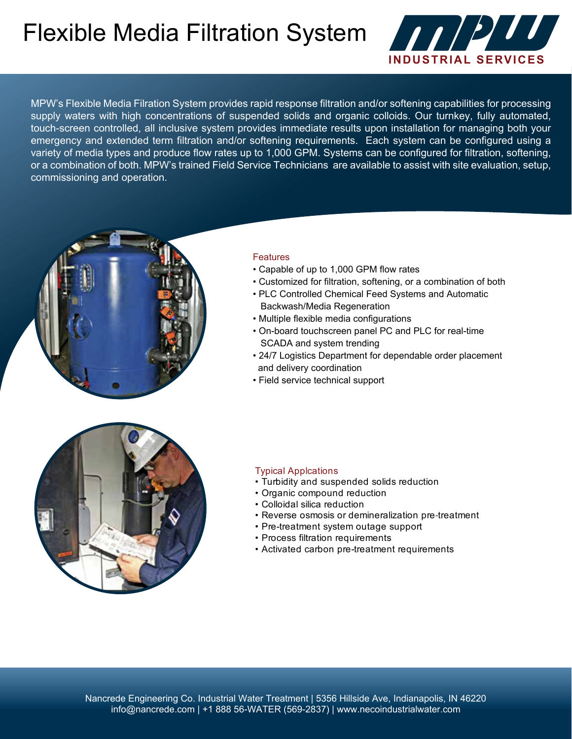# Flexible Media Filtration System

MPW INDUSTRIAL SERVICES

MPW's Flexible Media Filration System provides rapid response filtration and/or softening capabilities for processing supply waters with high concentrations of suspended solids and organic colloids. Our turnkey, fully automated, touch-screen controlled, all inclusive system provides immediate results upon installation for managing both your emergency and extended term filtration and/or softening requirements. Each system can be configured using a variety of media types and produce flow rates up to 1,000 GPM. Systems can be configured for filtration, softening, or a combination of both. MPW's trained Field Service Technicians are available to assist with site evaluation, setup, commissioning and operation.

## Features

- Capable of up to 1,000 GPM flow rates
- Customized for filtration, softening, or a combination of both
- PLC Controlled Chemical Feed Systems and Automatic Backwash/Media Regeneration
- Multiple flexible media configurations
- On-board touchscreen panel PC and PLC for real-time SCADA and system trending
- 24/7 Logistics Department for dependable order placement and delivery coordination
- Field service technical support

## Typical Applcations

- Turbidity and suspended solids reduction
- Organic compound reduction
- Colloidal silica reduction
- Reverse osmosis or demineralization pre-treatment
- Pre-treatment system outage support
- Process filtration requirements
- Activated carbon pre-treatment requirements

Nancrede Engineering Co. Industrial Water Treatment | 5356 Hillside Ave, Indianapolis, IN 46220
info@nancrede.com | +1 888 56-WATER (569-2837) | www.necoindustrialwater.com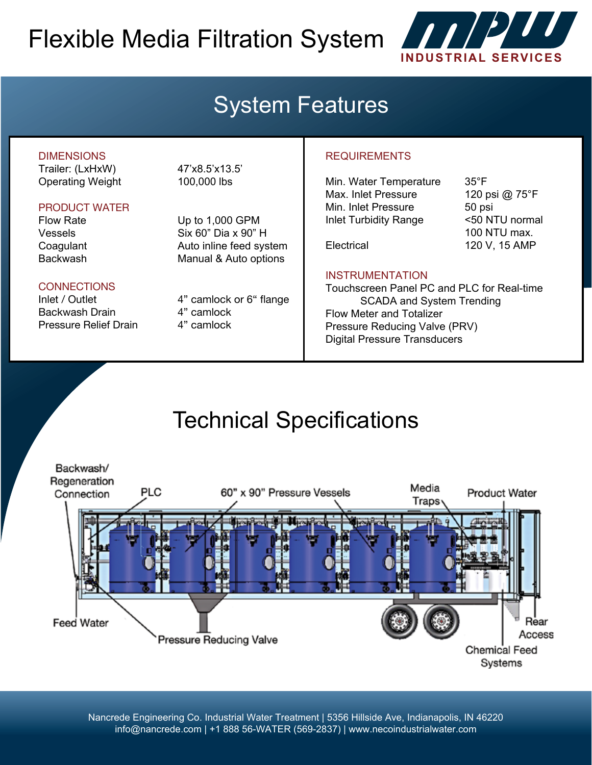# Flexible Media Filtration System

MPW INDUSTRIAL SERVICES

## System Features

**DIMENSIONS**

| | |
|---|---|
| Trailer: (LxHxW) | 47’x8.5’x13.5’ |
| Operating Weight | 100,000 lbs |

**PRODUCT WATER**

| | |
|---|---|
| Flow Rate | Up to 1,000 GPM |
| Vessels | Six 60” Dia x 90” H |
| Coagulant | Auto inline feed system |
| Backwash | Manual & Auto options |

**CONNECTIONS**

| | |
|---|---|
| Inlet / Outlet | 4” camlock or 6“ flange |
| Backwash Drain | 4” camlock |
| Pressure Relief Drain | 4” camlock |

**REQUIREMENTS**

| | |
|---|---|
| Min. Water Temperature | 35°F |
| Max. Inlet Pressure | 120 psi @ 75°F |
| Min. Inlet Pressure | 50 psi |
| Inlet Turbidity Range | <50 NTU normal<br>100 NTU max. |
| Electrical | 120 V, 15 AMP |

**INSTRUMENTATION**

Touchscreen Panel PC and PLC for Real-time SCADA and System Trending
Flow Meter and Totalizer
Pressure Reducing Valve (PRV)
Digital Pressure Transducers

## Technical Specifications

Backwash/ Regeneration Connection
PLC
60” x 90” Pressure Vessels
Media Traps
Product Water
Feed Water
Pressure Reducing Valve
Rear Access
Chemical Feed Systems

Nancrede Engineering Co. Industrial Water Treatment | 5356 Hillside Ave, Indianapolis, IN 46220
info@nancrede.com | +1 888 56-WATER (569-2837) | www.necoindustrialwater.com